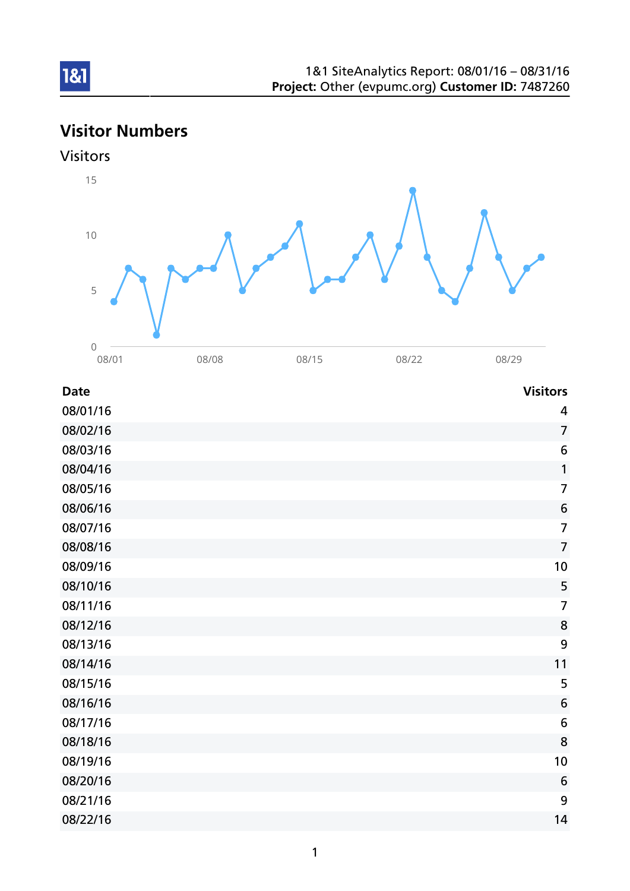1&1 SiteAnalytics Report: 08/01/16 – 08/31/16
**Project:** Other (evpumc.org) **Customer ID:** 7487260

# Visitor Numbers

## Visitors

| Date | Visitors |
|---|---|
| 08/01/16 | 4 |
| 08/02/16 | 7 |
| 08/03/16 | 6 |
| 08/04/16 | 1 |
| 08/05/16 | 7 |
| 08/06/16 | 6 |
| 08/07/16 | 7 |
| 08/08/16 | 7 |
| 08/09/16 | 10 |
| 08/10/16 | 5 |
| 08/11/16 | 7 |
| 08/12/16 | 8 |
| 08/13/16 | 9 |
| 08/14/16 | 11 |
| 08/15/16 | 5 |
| 08/16/16 | 6 |
| 08/17/16 | 6 |
| 08/18/16 | 8 |
| 08/19/16 | 10 |
| 08/20/16 | 6 |
| 08/21/16 | 9 |
| 08/22/16 | 14 |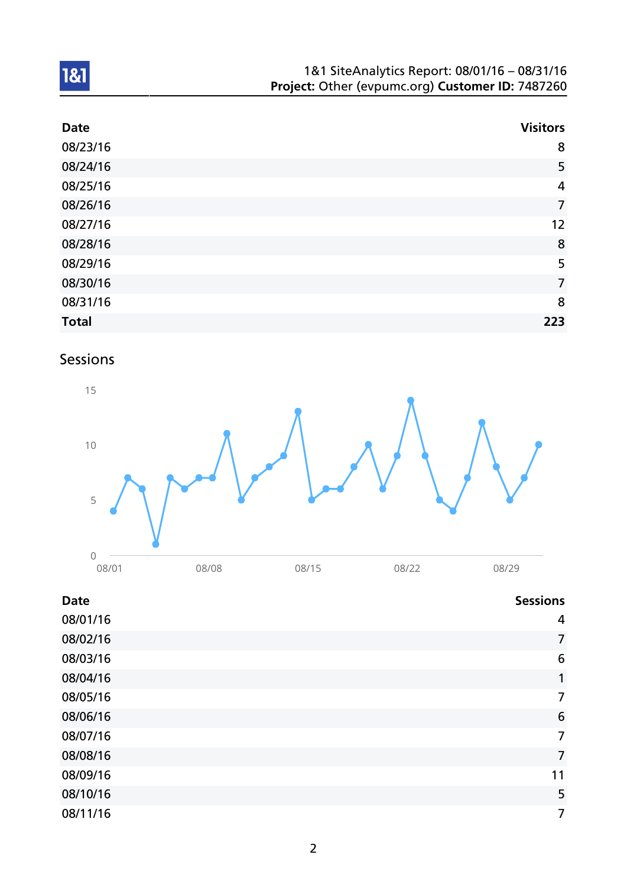| Date | Visitors |
| --- | --- |
| 08/23/16 | 8 |
| 08/24/16 | 5 |
| 08/25/16 | 4 |
| 08/26/16 | 7 |
| 08/27/16 | 12 |
| 08/28/16 | 8 |
| 08/29/16 | 5 |
| 08/30/16 | 7 |
| 08/31/16 | 8 |
| **Total** | **223** |

## Sessions

| Date | Sessions |
| --- | --- |
| 08/01/16 | 4 |
| 08/02/16 | 7 |
| 08/03/16 | 6 |
| 08/04/16 | 1 |
| 08/05/16 | 7 |
| 08/06/16 | 6 |
| 08/07/16 | 7 |
| 08/08/16 | 7 |
| 08/09/16 | 11 |
| 08/10/16 | 5 |
| 08/11/16 | 7 |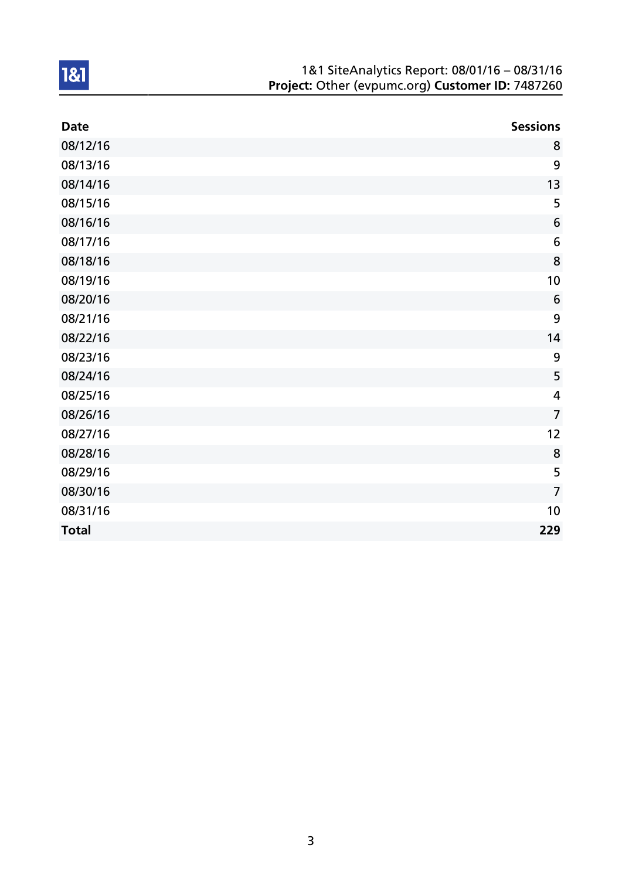| Date | Sessions |
|---|---:|
| 08/12/16 | 8 |
| 08/13/16 | 9 |
| 08/14/16 | 13 |
| 08/15/16 | 5 |
| 08/16/16 | 6 |
| 08/17/16 | 6 |
| 08/18/16 | 8 |
| 08/19/16 | 10 |
| 08/20/16 | 6 |
| 08/21/16 | 9 |
| 08/22/16 | 14 |
| 08/23/16 | 9 |
| 08/24/16 | 5 |
| 08/25/16 | 4 |
| 08/26/16 | 7 |
| 08/27/16 | 12 |
| 08/28/16 | 8 |
| 08/29/16 | 5 |
| 08/30/16 | 7 |
| 08/31/16 | 10 |
| **Total** | **229** |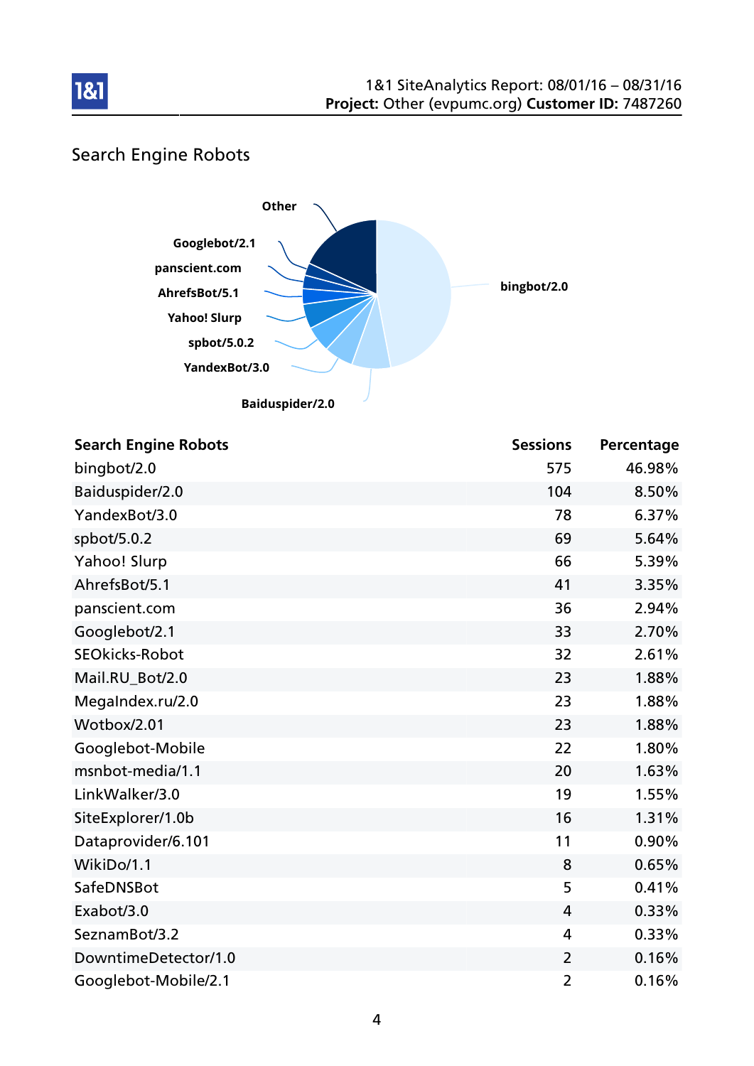## Search Engine Robots

| Search Engine Robots | Sessions | Percentage |
|---|---|---|
| bingbot/2.0 | 575 | 46.98% |
| Baiduspider/2.0 | 104 | 8.50% |
| YandexBot/3.0 | 78 | 6.37% |
| spbot/5.0.2 | 69 | 5.64% |
| Yahoo! Slurp | 66 | 5.39% |
| AhrefsBot/5.1 | 41 | 3.35% |
| panscient.com | 36 | 2.94% |
| Googlebot/2.1 | 33 | 2.70% |
| SEOkicks-Robot | 32 | 2.61% |
| Mail.RU_Bot/2.0 | 23 | 1.88% |
| MegaIndex.ru/2.0 | 23 | 1.88% |
| Wotbox/2.01 | 23 | 1.88% |
| Googlebot-Mobile | 22 | 1.80% |
| msnbot-media/1.1 | 20 | 1.63% |
| LinkWalker/3.0 | 19 | 1.55% |
| SiteExplorer/1.0b | 16 | 1.31% |
| Dataprovider/6.101 | 11 | 0.90% |
| WikiDo/1.1 | 8 | 0.65% |
| SafeDNSBot | 5 | 0.41% |
| Exabot/3.0 | 4 | 0.33% |
| SeznamBot/3.2 | 4 | 0.33% |
| DowntimeDetector/1.0 | 2 | 0.16% |
| Googlebot-Mobile/2.1 | 2 | 0.16% |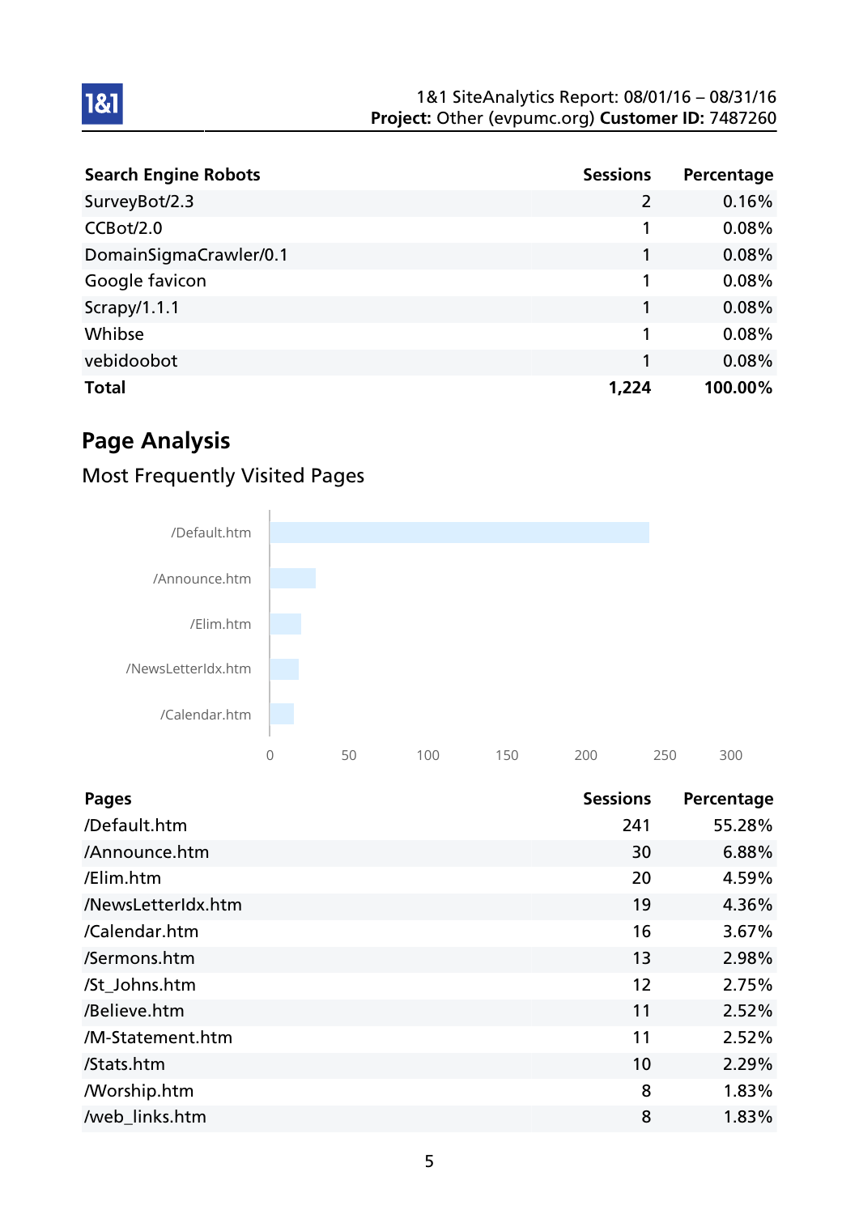| Search Engine Robots | Sessions | Percentage |
|---|---|---|
| SurveyBot/2.3 | 2 | 0.16% |
| CCBot/2.0 | 1 | 0.08% |
| DomainSigmaCrawler/0.1 | 1 | 0.08% |
| Google favicon | 1 | 0.08% |
| Scrapy/1.1.1 | 1 | 0.08% |
| Whibse | 1 | 0.08% |
| vebidoobot | 1 | 0.08% |
| **Total** | **1,224** | **100.00%** |

## Page Analysis

### Most Frequently Visited Pages

| Pages | Sessions | Percentage |
|---|---|---|
| /Default.htm | 241 | 55.28% |
| /Announce.htm | 30 | 6.88% |
| /Elim.htm | 20 | 4.59% |
| /NewsLetterIdx.htm | 19 | 4.36% |
| /Calendar.htm | 16 | 3.67% |
| /Sermons.htm | 13 | 2.98% |
| /St_Johns.htm | 12 | 2.75% |
| /Believe.htm | 11 | 2.52% |
| /M-Statement.htm | 11 | 2.52% |
| /Stats.htm | 10 | 2.29% |
| /Worship.htm | 8 | 1.83% |
| /web_links.htm | 8 | 1.83% |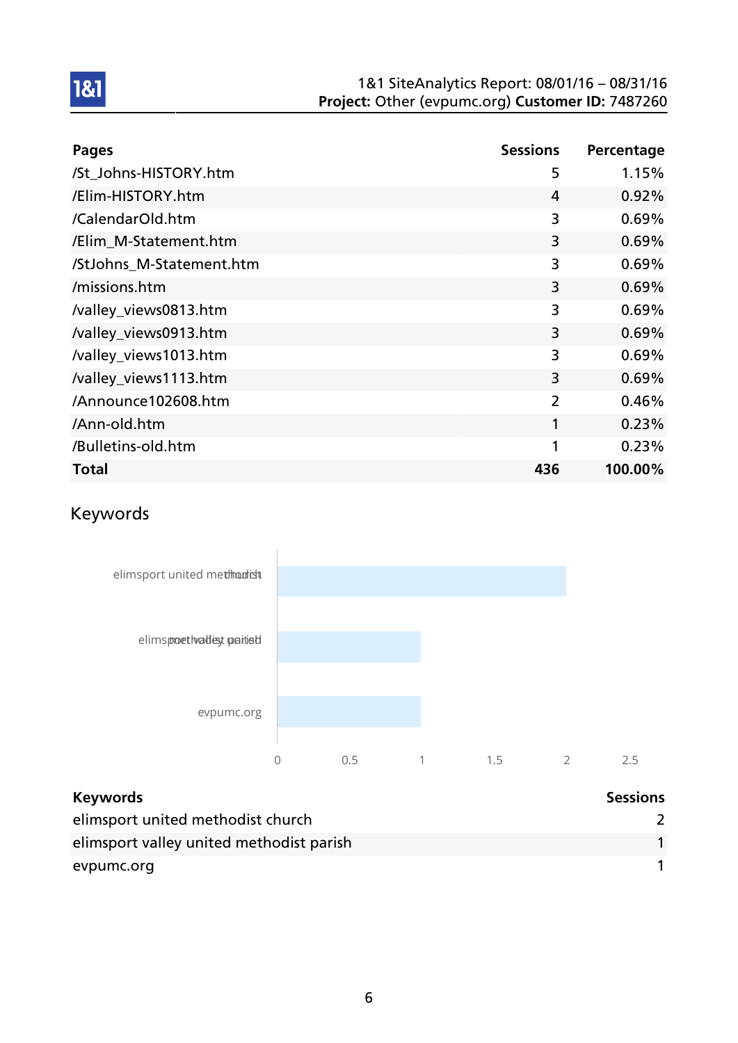| Pages | Sessions | Percentage |
|---|---|---|
| /St_Johns-HISTORY.htm | 5 | 1.15% |
| /Elim-HISTORY.htm | 4 | 0.92% |
| /CalendarOld.htm | 3 | 0.69% |
| /Elim_M-Statement.htm | 3 | 0.69% |
| /StJohns_M-Statement.htm | 3 | 0.69% |
| /missions.htm | 3 | 0.69% |
| /valley_views0813.htm | 3 | 0.69% |
| /valley_views0913.htm | 3 | 0.69% |
| /valley_views1013.htm | 3 | 0.69% |
| /valley_views1113.htm | 3 | 0.69% |
| /Announce102608.htm | 2 | 0.46% |
| /Ann-old.htm | 1 | 0.23% |
| /Bulletins-old.htm | 1 | 0.23% |
| **Total** | **436** | **100.00%** |

## Keywords

| Keywords | Sessions |
|---|---|
| elimsport united methodist church | 2 |
| elimsport valley united methodist parish | 1 |
| evpumc.org | 1 |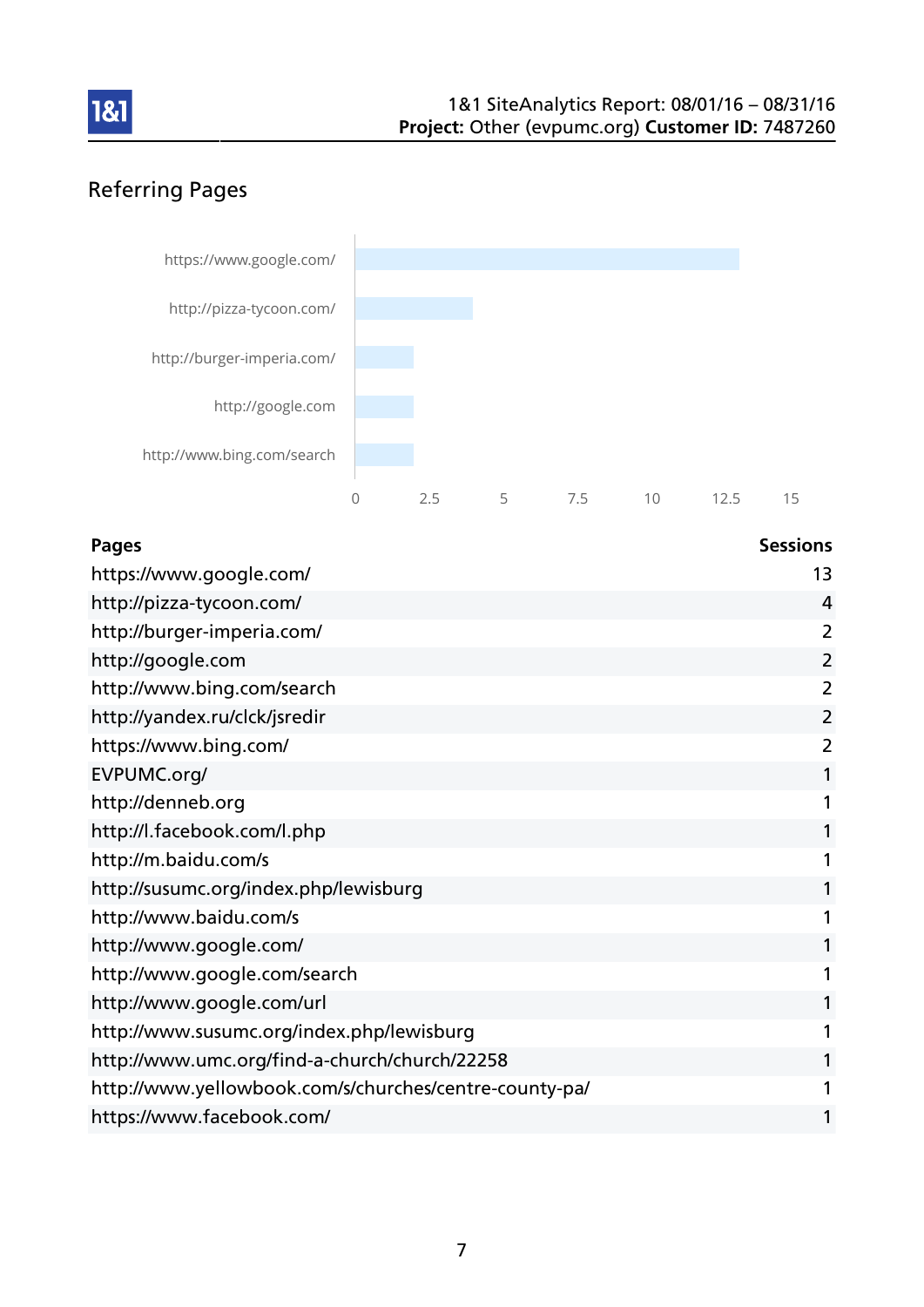## Referring Pages

| Pages | Sessions |
|---|---|
| https://www.google.com/ | 13 |
| http://pizza-tycoon.com/ | 4 |
| http://burger-imperia.com/ | 2 |
| http://google.com | 2 |
| http://www.bing.com/search | 2 |
| http://yandex.ru/clck/jsredir | 2 |
| https://www.bing.com/ | 2 |
| EVPUMC.org/ | 1 |
| http://denneb.org | 1 |
| http://l.facebook.com/l.php | 1 |
| http://m.baidu.com/s | 1 |
| http://susumc.org/index.php/lewisburg | 1 |
| http://www.baidu.com/s | 1 |
| http://www.google.com/ | 1 |
| http://www.google.com/search | 1 |
| http://www.google.com/url | 1 |
| http://www.susumc.org/index.php/lewisburg | 1 |
| http://www.umc.org/find-a-church/church/22258 | 1 |
| http://www.yellowbook.com/s/churches/centre-county-pa/ | 1 |
| https://www.facebook.com/ | 1 |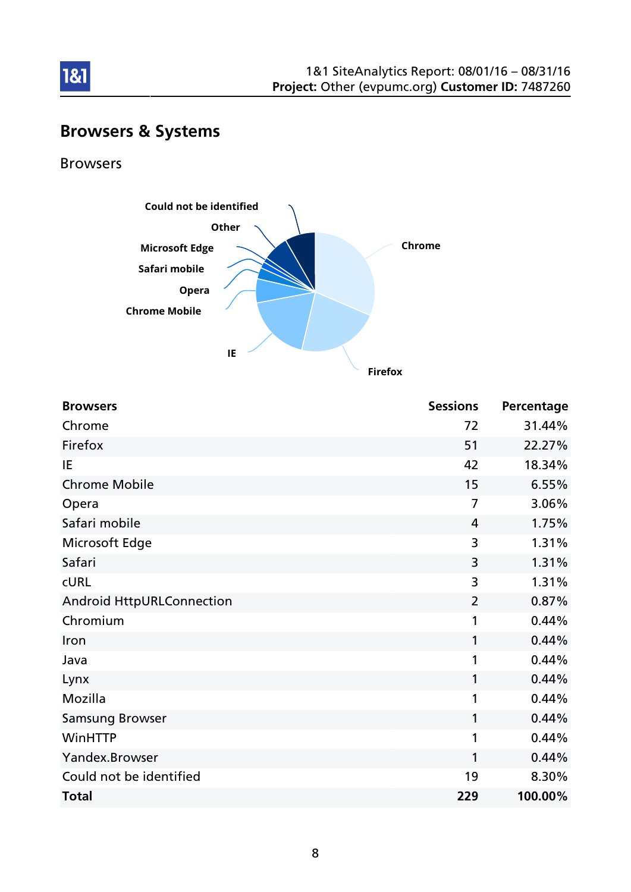## Browsers & Systems

### Browsers

| Browsers | Sessions | Percentage |
|---|---:|---:|
| Chrome | 72 | 31.44% |
| Firefox | 51 | 22.27% |
| IE | 42 | 18.34% |
| Chrome Mobile | 15 | 6.55% |
| Opera | 7 | 3.06% |
| Safari mobile | 4 | 1.75% |
| Microsoft Edge | 3 | 1.31% |
| Safari | 3 | 1.31% |
| cURL | 3 | 1.31% |
| Android HttpURLConnection | 2 | 0.87% |
| Chromium | 1 | 0.44% |
| Iron | 1 | 0.44% |
| Java | 1 | 0.44% |
| Lynx | 1 | 0.44% |
| Mozilla | 1 | 0.44% |
| Samsung Browser | 1 | 0.44% |
| WinHTTP | 1 | 0.44% |
| Yandex.Browser | 1 | 0.44% |
| Could not be identified | 19 | 8.30% |
| **Total** | **229** | **100.00%** |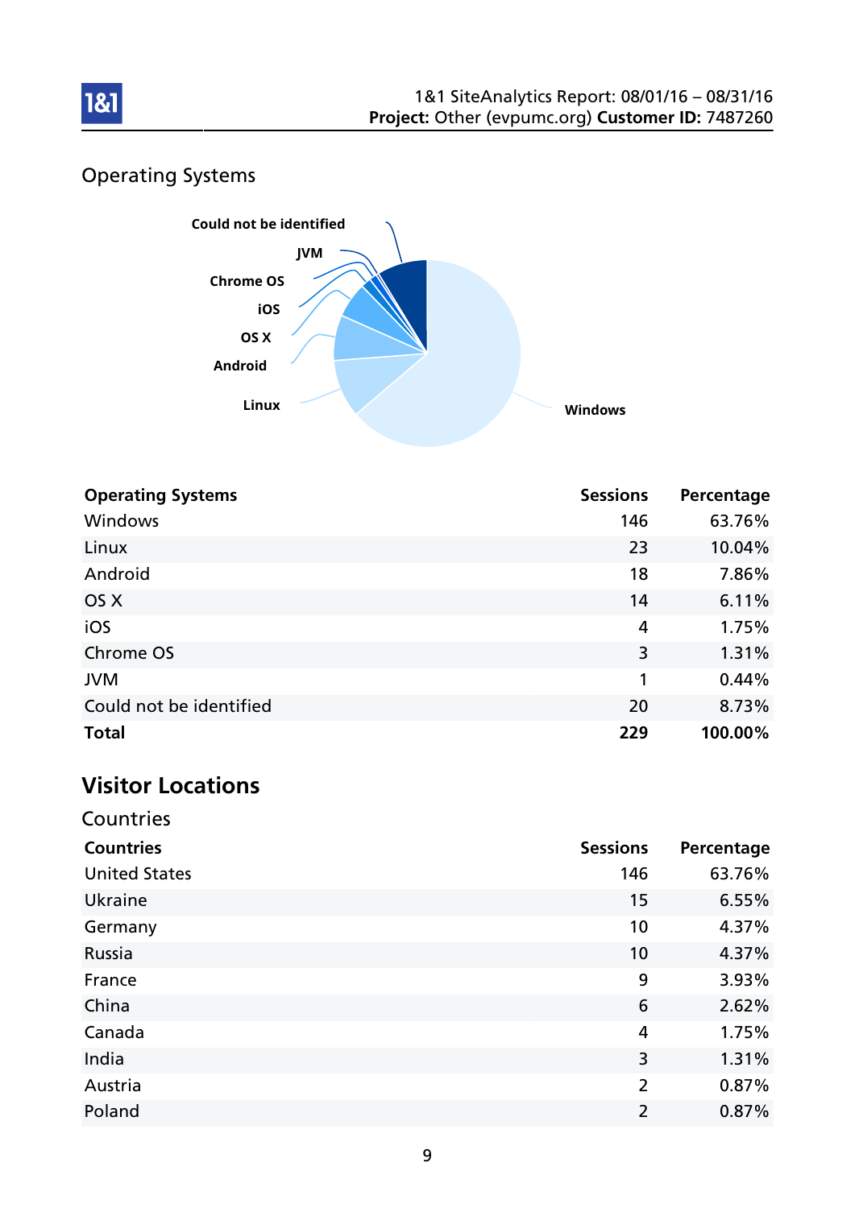## Operating Systems

| Operating Systems | Sessions | Percentage |
|---|---|---|
| Windows | 146 | 63.76% |
| Linux | 23 | 10.04% |
| Android | 18 | 7.86% |
| OS X | 14 | 6.11% |
| iOS | 4 | 1.75% |
| Chrome OS | 3 | 1.31% |
| JVM | 1 | 0.44% |
| Could not be identified | 20 | 8.73% |
| **Total** | **229** | **100.00%** |

# Visitor Locations

## Countries

| Countries | Sessions | Percentage |
|---|---|---|
| United States | 146 | 63.76% |
| Ukraine | 15 | 6.55% |
| Germany | 10 | 4.37% |
| Russia | 10 | 4.37% |
| France | 9 | 3.93% |
| China | 6 | 2.62% |
| Canada | 4 | 1.75% |
| India | 3 | 1.31% |
| Austria | 2 | 0.87% |
| Poland | 2 | 0.87% |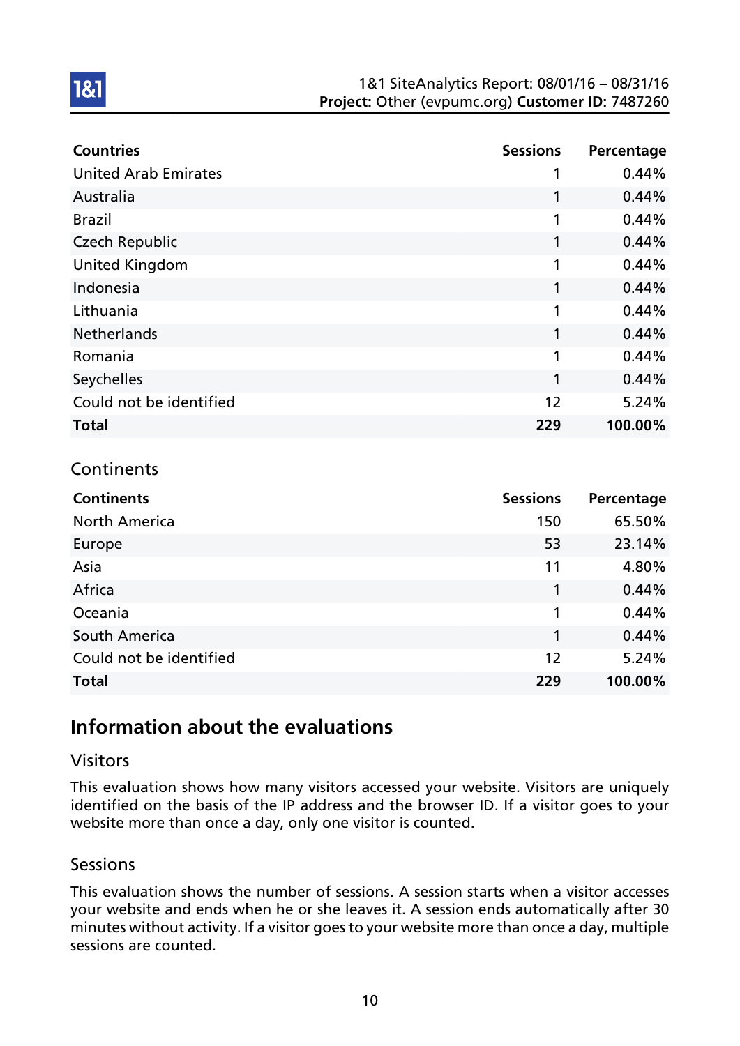| Countries | Sessions | Percentage |
| --- | --- | --- |
| United Arab Emirates | 1 | 0.44% |
| Australia | 1 | 0.44% |
| Brazil | 1 | 0.44% |
| Czech Republic | 1 | 0.44% |
| United Kingdom | 1 | 0.44% |
| Indonesia | 1 | 0.44% |
| Lithuania | 1 | 0.44% |
| Netherlands | 1 | 0.44% |
| Romania | 1 | 0.44% |
| Seychelles | 1 | 0.44% |
| Could not be identified | 12 | 5.24% |
| **Total** | **229** | **100.00%** |

### Continents

| Continents | Sessions | Percentage |
| --- | --- | --- |
| North America | 150 | 65.50% |
| Europe | 53 | 23.14% |
| Asia | 11 | 4.80% |
| Africa | 1 | 0.44% |
| Oceania | 1 | 0.44% |
| South America | 1 | 0.44% |
| Could not be identified | 12 | 5.24% |
| **Total** | **229** | **100.00%** |

## Information about the evaluations

### Visitors

This evaluation shows how many visitors accessed your website. Visitors are uniquely identified on the basis of the IP address and the browser ID. If a visitor goes to your website more than once a day, only one visitor is counted.

### Sessions

This evaluation shows the number of sessions. A session starts when a visitor accesses your website and ends when he or she leaves it. A session ends automatically after 30 minutes without activity. If a visitor goes to your website more than once a day, multiple sessions are counted.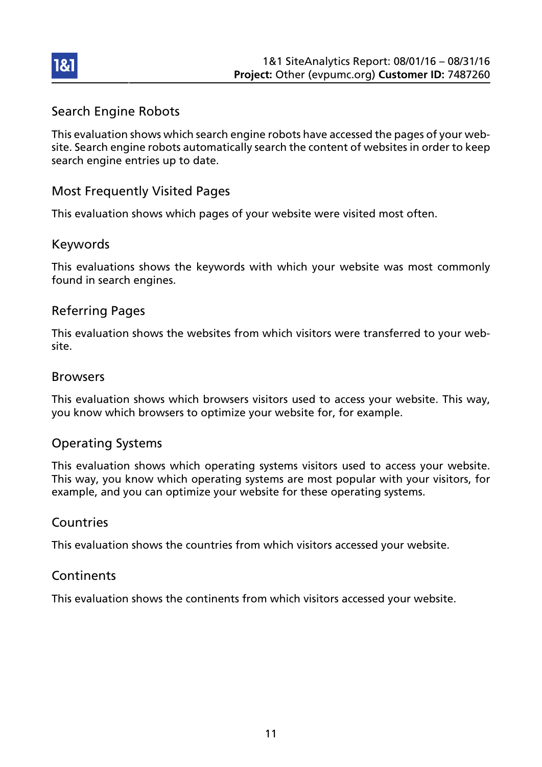## Search Engine Robots

This evaluation shows which search engine robots have accessed the pages of your website. Search engine robots automatically search the content of websites in order to keep search engine entries up to date.

## Most Frequently Visited Pages

This evaluation shows which pages of your website were visited most often.

## Keywords

This evaluations shows the keywords with which your website was most commonly found in search engines.

## Referring Pages

This evaluation shows the websites from which visitors were transferred to your website.

## Browsers

This evaluation shows which browsers visitors used to access your website. This way, you know which browsers to optimize your website for, for example.

## Operating Systems

This evaluation shows which operating systems visitors used to access your website. This way, you know which operating systems are most popular with your visitors, for example, and you can optimize your website for these operating systems.

## Countries

This evaluation shows the countries from which visitors accessed your website.

## Continents

This evaluation shows the continents from which visitors accessed your website.